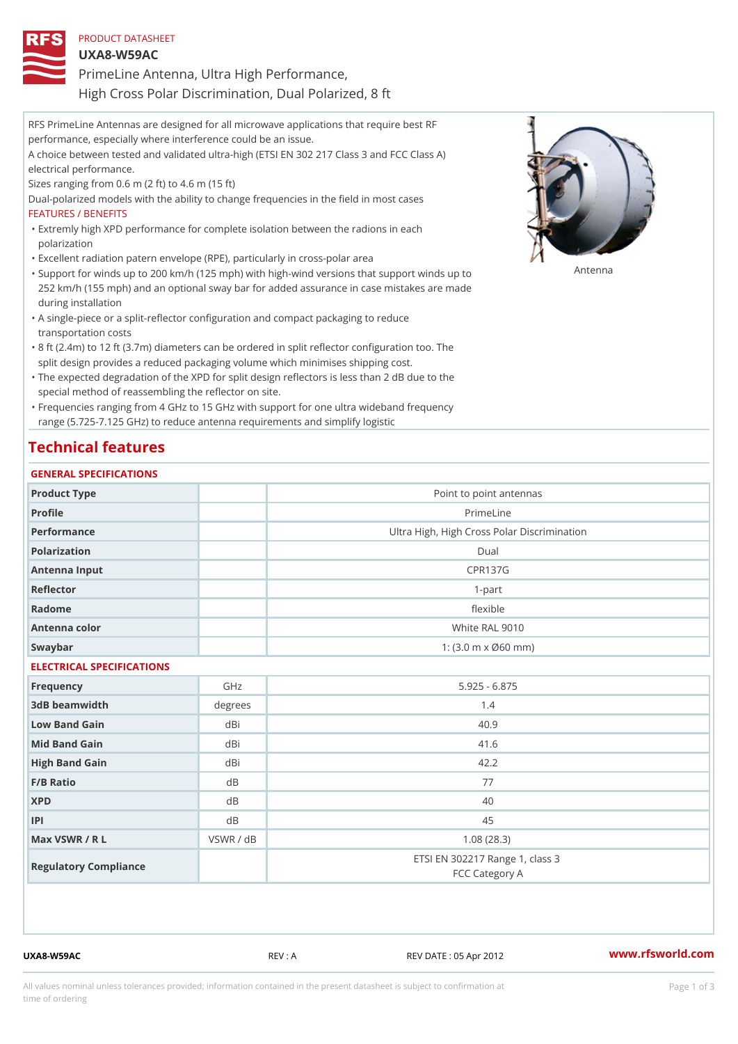PRODUCT DATASHEET

# UXA8-W59AC

PrimeLine Antenna, Ultra High Performance,
High Cross Polar Discrimination, Dual Polarized, 8 ft

RFS PrimeLine Antennas are designed for all microwave applications that require best RF performance, especially where interference could be an issue.
A choice between tested and validated ultra-high (ETSI EN 302 217 Class 3 and FCC Class A) electrical performance.
Sizes ranging from 0.6 m (2 ft) to 4.6 m (15 ft)
Dual-polarized models with the ability to change frequencies in the field in most cases

Antenna

FEATURES / BENEFITS

- Extremly high XPD performance for complete isolation between the radions in each polarization
- Excellent radiation patern envelope (RPE), particularly in cross-polar area
- Support for winds up to 200 km/h (125 mph) with high-wind versions that support winds up to 252 km/h (155 mph) and an optional sway bar for added assurance in case mistakes are made during installation
- A single-piece or a split-reflector configuration and compact packaging to reduce transportation costs
- 8 ft (2.4m) to 12 ft (3.7m) diameters can be ordered in split reflector configuration too. The split design provides a reduced packaging volume which minimises shipping cost.
- The expected degradation of the XPD for split design reflectors is less than 2 dB due to the special method of reassembling the reflector on site.
- Frequencies ranging from 4 GHz to 15 GHz with support for one ultra wideband frequency range (5.725-7.125 GHz) to reduce antenna requirements and simplify logistic

## Technical features

### GENERAL SPECIFICATIONS

| | | |
|---|---|---|
| Product Type | | Point to point antennas |
| Profile | | PrimeLine |
| Performance | | Ultra High, High Cross Polar Discrimination |
| Polarization | | Dual |
| Antenna Input | | CPR137G |
| Reflector | | 1-part |
| Radome | | flexible |
| Antenna color | | White RAL 9010 |
| Swaybar | | 1: (3.0 m x Ø60 mm) |

### ELECTRICAL SPECIFICATIONS

| | | |
|---|---|---|
| Frequency | GHz | 5.925 - 6.875 |
| 3dB beamwidth | degrees | 1.4 |
| Low Band Gain | dBi | 40.9 |
| Mid Band Gain | dBi | 41.6 |
| High Band Gain | dBi | 42.2 |
| F/B Ratio | dB | 77 |
| XPD | dB | 40 |
| IPI | dB | 45 |
| Max VSWR / R L | VSWR / dB | 1.08 (28.3) |
| Regulatory Compliance | | ETSI EN 302217 Range 1, class 3<br>FCC Category A |

UXA8-W59AC REV : A REV DATE : 05 Apr 2012 www.rfsworld.com

All values nominal unless tolerances provided; information contained in the present datasheet is subject to confirmation at time of ordering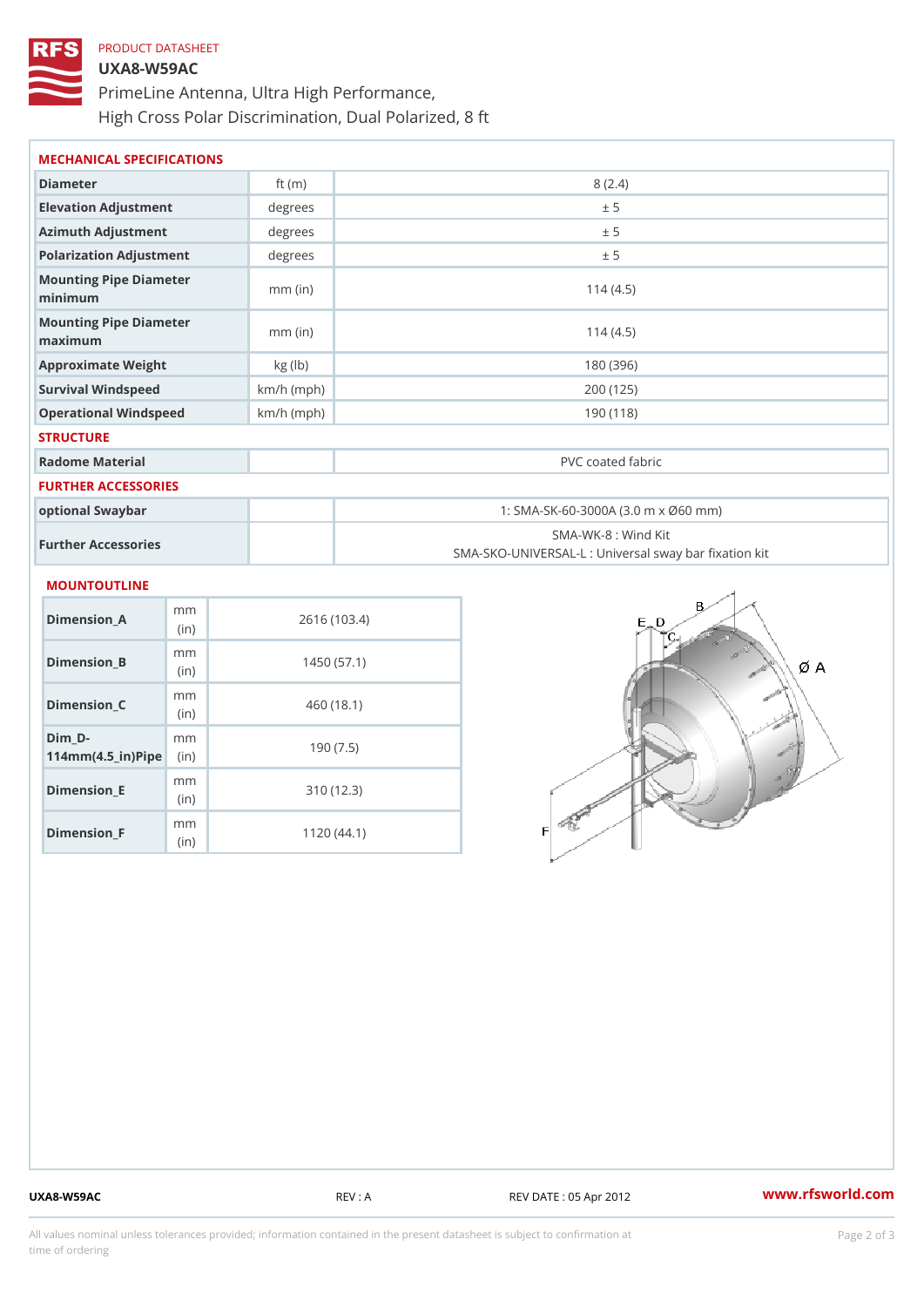PRODUCT DATASHEET

# UXA8-W59AC

PrimeLine Antenna, Ultra High Performance,
High Cross Polar Discrimination, Dual Polarized, 8 ft

## MECHANICAL SPECIFICATIONS

| | | |
|---|---|---|
| Diameter | ft (m) | 8 (2.4) |
| Elevation Adjustment | degrees | ± 5 |
| Azimuth Adjustment | degrees | ± 5 |
| Polarization Adjustment | degrees | ± 5 |
| Mounting Pipe Diameter minimum | mm (in) | 114 (4.5) |
| Mounting Pipe Diameter maximum | mm (in) | 114 (4.5) |
| Approximate Weight | kg (lb) | 180 (396) |
| Survival Windspeed | km/h (mph) | 200 (125) |
| Operational Windspeed | km/h (mph) | 190 (118) |

## STRUCTURE

| | | |
|---|---|---|
| Radome Material | | PVC coated fabric |

## FURTHER ACCESSORIES

| | | |
|---|---|---|
| optional Swaybar | | 1: SMA-SK-60-3000A (3.0 m x Ø60 mm) |
| Further Accessories | | SMA-WK-8 : Wind Kit<br>SMA-SKO-UNIVERSAL-L : Universal sway bar fixation kit |

## MOUNTOUTLINE

| | | |
|---|---|---|
| Dimension_A | mm (in) | 2616 (103.4) |
| Dimension_B | mm (in) | 1450 (57.1) |
| Dimension_C | mm (in) | 460 (18.1) |
| Dim_D-114mm(4.5_in)Pipe | mm (in) | 190 (7.5) |
| Dimension_E | mm (in) | 310 (12.3) |
| Dimension_F | mm (in) | 1120 (44.1) |

UXA8-W59AC REV : A REV DATE : 05 Apr 2012 www.rfsworld.com

All values nominal unless tolerances provided; information contained in the present datasheet is subject to confirmation at time of ordering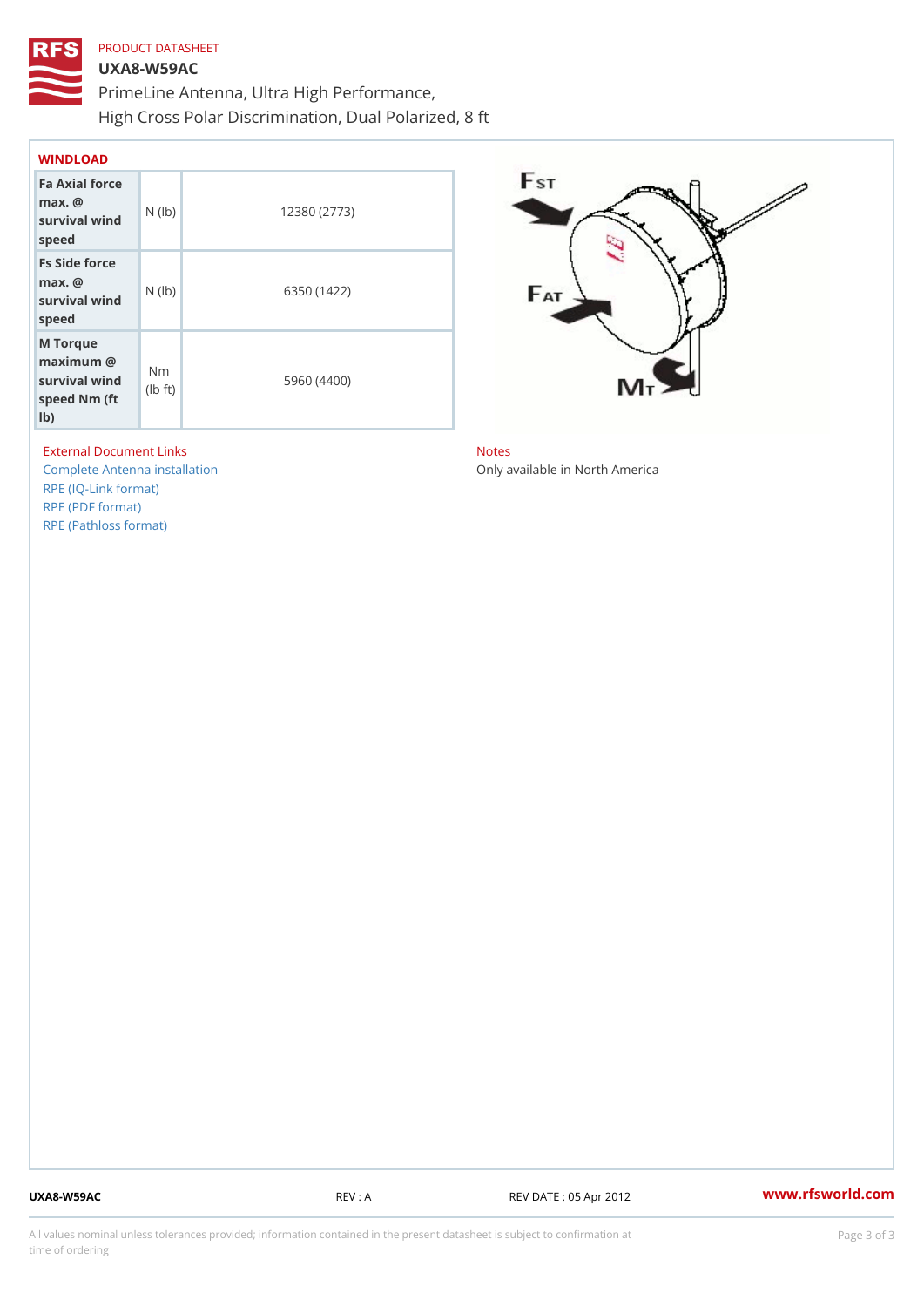PRODUCT DATASHEET

# UXA8-W59AC

PrimeLine Antenna, Ultra High Performance,
High Cross Polar Discrimination, Dual Polarized, 8 ft

## WINDLOAD

| | | |
|---|---|---|
| Fa Axial force max. @ survival wind speed | N (lb) | 12380 (2773) |
| Fs Side force max. @ survival wind speed | N (lb) | 6350 (1422) |
| M Torque maximum @ survival wind speed Nm (ft lb) | Nm (lb ft) | 5960 (4400) |

FST

FAT

MT

### External Document Links

Complete Antenna installation
RPE (IQ-Link format)
RPE (PDF format)
RPE (Pathloss format)

### Notes

Only available in North America

UXA8-W59AC REV : A REV DATE : 05 Apr 2012 www.rfsworld.com

All values nominal unless tolerances provided; information contained in the present datasheet is subject to confirmation at time of ordering